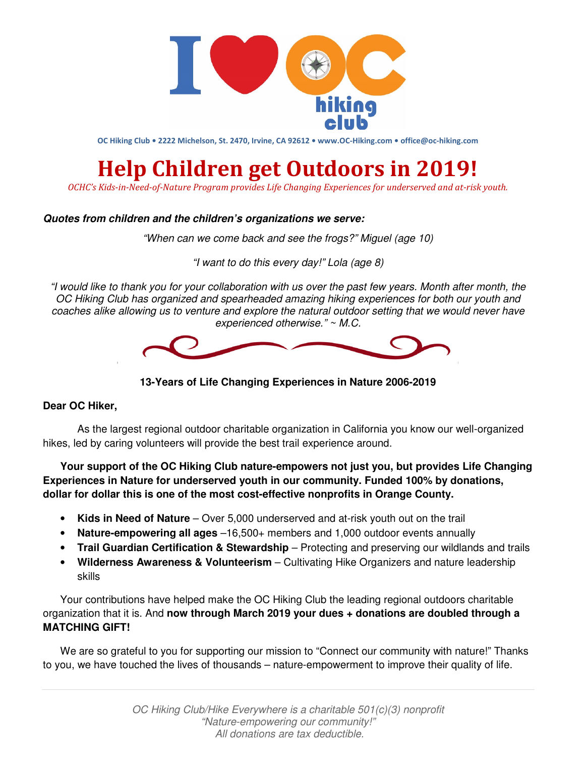I ❤ OC hiking club

OC Hiking Club • 2222 Michelson, St. 2470, Irvine, CA 92612 • www.OC-Hiking.com • office@oc-hiking.com

# Help Children get Outdoors in 2019!

*OCHC's Kids-in-Need-of-Nature Program provides Life Changing Experiences for underserved and at-risk youth.*

***Quotes from children and the children's organizations we serve:***

*"When can we come back and see the frogs?" Miguel (age 10)*

*"I want to do this every day!" Lola (age 8)*

*"I would like to thank you for your collaboration with us over the past few years. Month after month, the OC Hiking Club has organized and spearheaded amazing hiking experiences for both our youth and coaches alike allowing us to venture and explore the natural outdoor setting that we would never have experienced otherwise." ~ M.C.*

**13-Years of Life Changing Experiences in Nature 2006-2019**

**Dear OC Hiker,**

As the largest regional outdoor charitable organization in California you know our well-organized hikes, led by caring volunteers will provide the best trail experience around.

**Your support of the OC Hiking Club nature-empowers not just you, but provides Life Changing Experiences in Nature for underserved youth in our community. Funded 100% by donations, dollar for dollar this is one of the most cost-effective nonprofits in Orange County.**

- **Kids in Need of Nature** – Over 5,000 underserved and at-risk youth out on the trail
- **Nature-empowering all ages** –16,500+ members and 1,000 outdoor events annually
- **Trail Guardian Certification & Stewardship** – Protecting and preserving our wildlands and trails
- **Wilderness Awareness & Volunteerism** – Cultivating Hike Organizers and nature leadership skills

Your contributions have helped make the OC Hiking Club the leading regional outdoors charitable organization that it is. And **now through March 2019 your dues + donations are doubled through a MATCHING GIFT!**

We are so grateful to you for supporting our mission to "Connect our community with nature!" Thanks to you, we have touched the lives of thousands – nature-empowerment to improve their quality of life.

*OC Hiking Club/Hike Everywhere is a charitable 501(c)(3) nonprofit*
*"Nature-empowering our community!"*
*All donations are tax deductible.*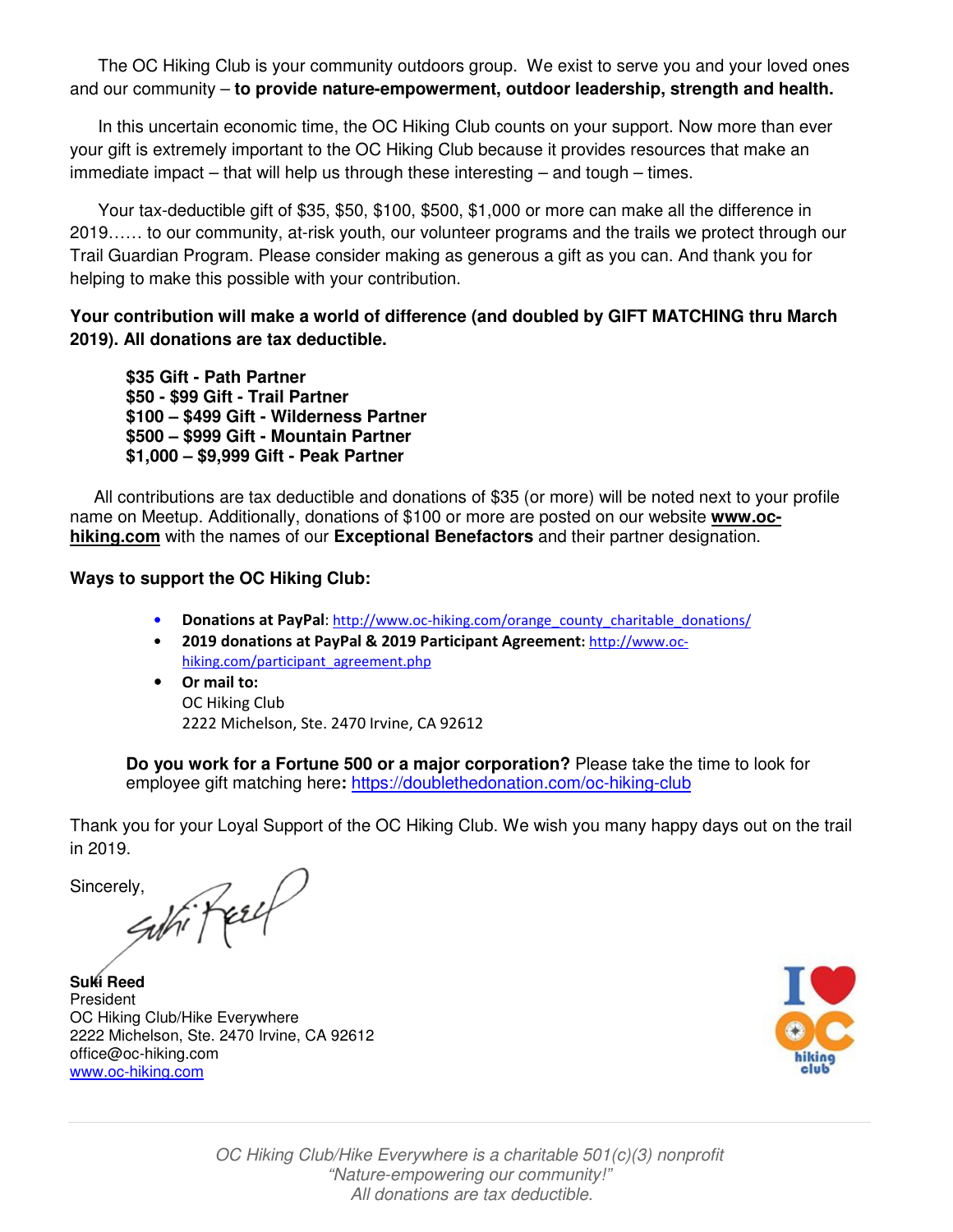The OC Hiking Club is your community outdoors group. We exist to serve you and your loved ones and our community – **to provide nature-empowerment, outdoor leadership, strength and health.**

In this uncertain economic time, the OC Hiking Club counts on your support. Now more than ever your gift is extremely important to the OC Hiking Club because it provides resources that make an immediate impact – that will help us through these interesting – and tough – times.

Your tax-deductible gift of $35, $50, $100, $500, $1,000 or more can make all the difference in 2019…… to our community, at-risk youth, our volunteer programs and the trails we protect through our Trail Guardian Program. Please consider making as generous a gift as you can. And thank you for helping to make this possible with your contribution.

**Your contribution will make a world of difference (and doubled by GIFT MATCHING thru March 2019). All donations are tax deductible.**

**$35 Gift - Path Partner**
**$50 - $99 Gift - Trail Partner**
**$100 – $499 Gift - Wilderness Partner**
**$500 – $999 Gift - Mountain Partner**
**$1,000 – $9,999 Gift - Peak Partner**

All contributions are tax deductible and donations of $35 (or more) will be noted next to your profile name on Meetup. Additionally, donations of $100 or more are posted on our website **www.oc-hiking.com** with the names of our **Exceptional Benefactors** and their partner designation.

**Ways to support the OC Hiking Club:**

- **Donations at PayPal**: http://www.oc-hiking.com/orange_county_charitable_donations/
- **2019 donations at PayPal & 2019 Participant Agreement**: http://www.oc-hiking.com/participant_agreement.php
- **Or mail to:**
  OC Hiking Club
  2222 Michelson, Ste. 2470 Irvine, CA 92612

**Do you work for a Fortune 500 or a major corporation?** Please take the time to look for employee gift matching here**:** https://doublethedonation.com/oc-hiking-club

Thank you for your Loyal Support of the OC Hiking Club. We wish you many happy days out on the trail in 2019.

Sincerely,

**Suki Reed**
President
OC Hiking Club/Hike Everywhere
2222 Michelson, Ste. 2470 Irvine, CA 92612
office@oc-hiking.com
www.oc-hiking.com

*OC Hiking Club/Hike Everywhere is a charitable 501(c)(3) nonprofit*
*"Nature-empowering our community!"*
*All donations are tax deductible.*